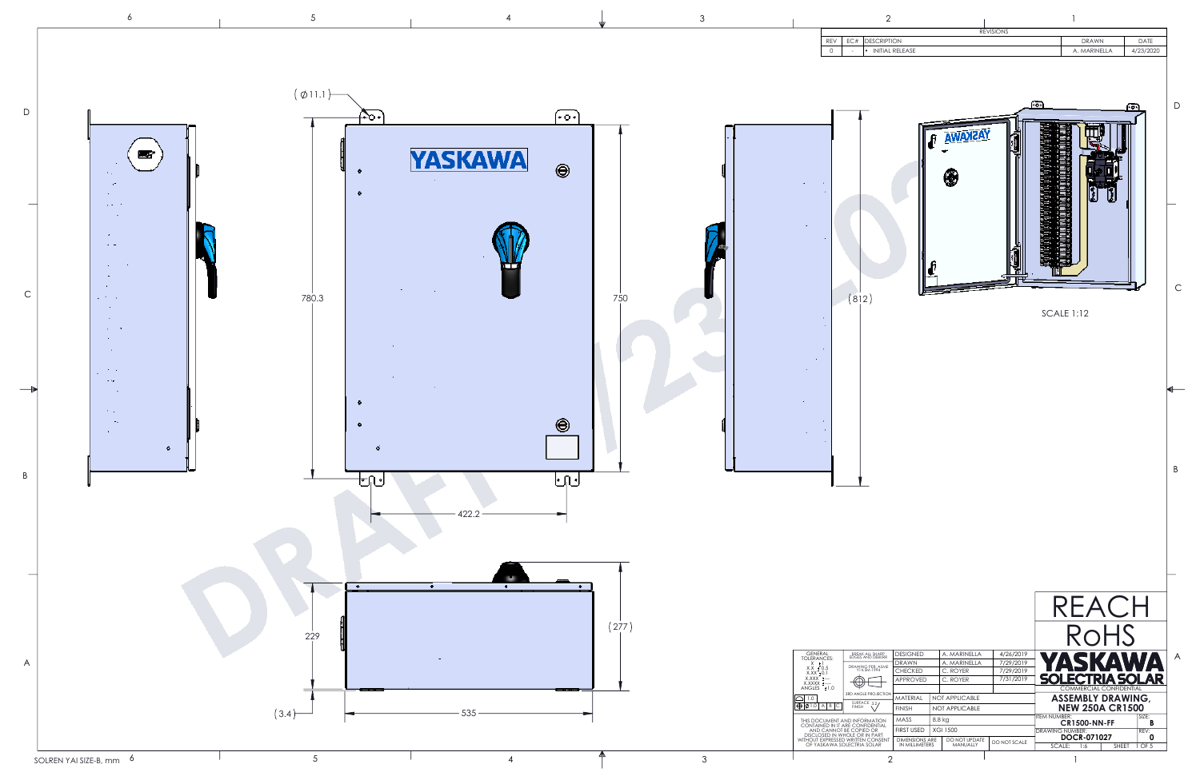| REVISIONS | | | | |
|---|---|---|---|---|
| REV | EC# | DESCRIPTION | DRAWN | DATE |
| 0 | - | • INITIAL RELEASE | A. MARINELLA | 4/23/2020 |

(Ø11.1)

780.3

750

(812)

422.2

229

(277)

(3.4)

535

SCALE 1:12

YASKAWA

DRAFT 4/23/20

REACH

RoHS

**YASKAWA SOLECTRIA SOLAR**

COMMERCIAL CONFIDENTIAL

**ASSEMBLY DRAWING, NEW 250A CR1500**

| | | | |
|---|---|---|---|
| GENERAL TOLERANCES: X ±1, X.X ±0.5, X.XX ±0.1, X.XXX ±--, X.XXXX ±--, ANGLES ±1.0 | BREAK ALL SHARP EDGES AND DEBURR | | |
| | DRAWING PER ASME Y14.5M-1994 | | |
| | 3RD ANGLE PROJECTION | | |
| | SURFACE FINISH 3.2 | | |
| DESIGNED | A. MARINELLA | 4/26/2019 | |
| DRAWN | A. MARINELLA | 7/29/2019 | |
| CHECKED | C. ROYER | 7/29/2019 | |
| APPROVED | C. ROYER | 7/31/2019 | |
| MATERIAL | NOT APPLICABLE | | |
| FINISH | NOT APPLICABLE | | |
| MASS | 8.8 kg | | |
| FIRST USED | XGI 1500 | | |
| DIMENSIONS ARE IN MILLIMETERS | DO NOT UPDATE MANUALLY | DO NOT SCALE | |

THIS DOCUMENT AND INFORMATION CONTAINED IN IT ARE CONFIDENTIAL AND CANNOT BE COPIED OR DISCLOSED IN WHOLE OR IN PART WITHOUT EXPRESSED WRITTEN CONSENT OF YASKAWA SOLECTRIA SOLAR

| | |
|---|---|
| ITEM NUMBER: CR1500-NN-FF | SIZE: B |
| DRAWING NUMBER: DOCR-071027 | REV: 0 |
| SCALE: 1:6 | SHEET 1 OF 5 |

SOLREN YAI SIZE-B, mm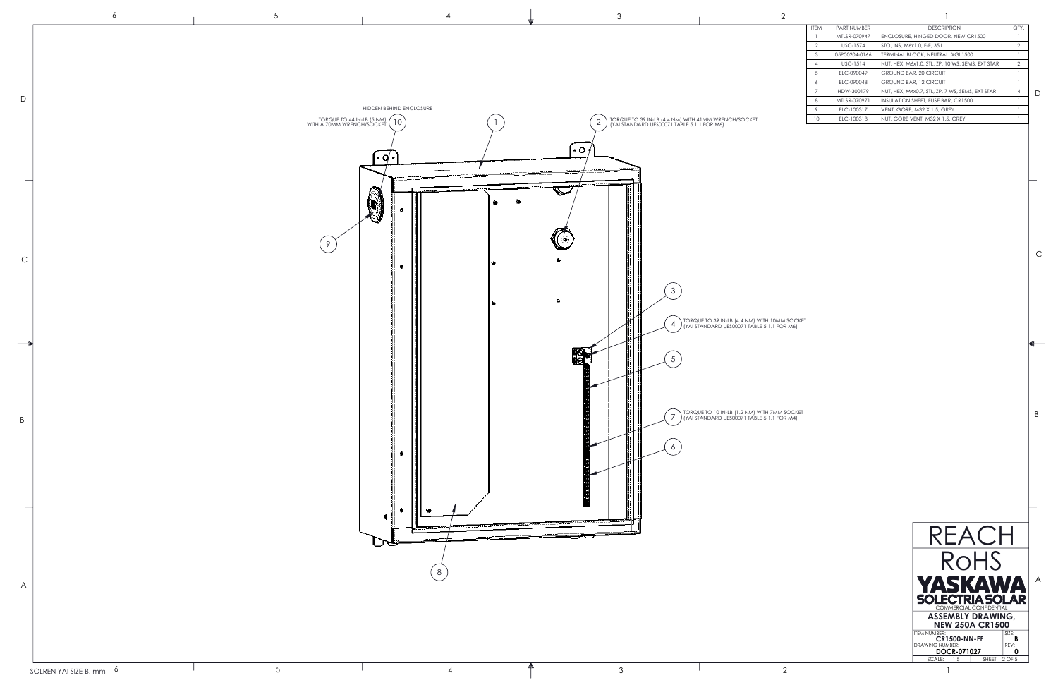| ITEM | PART NUMBER | DESCRIPTION | QTY. |
|---|---|---|---|
| 1 | MTLSR-070947 | ENCLOSURE, HINGED DOOR, NEW CR1500 | 1 |
| 2 | USC-1574 | STO, INS, M6x1.0, F-F, 35 L | 2 |
| 3 | DSP00204-0166 | TERMINAL BLOCK, NEUTRAL, XGI 1500 | 1 |
| 4 | USC-1514 | NUT, HEX, M6x1.0, STL, ZP, 10 WS, SEMS, EXT STAR | 2 |
| 5 | ELC-090049 | GROUND BAR, 20 CIRCUIT | 1 |
| 6 | ELC-090048 | GROUND BAR, 12 CIRCUIT | 1 |
| 7 | HDW-300179 | NUT, HEX, M4x0.7, STL, ZP, 7 WS, SEMS, EXT STAR | 4 |
| 8 | MTLSR-070971 | INSULATION SHEET, FUSE BAR, CR1500 | 1 |
| 9 | ELC-100317 | VENT, GORE, M32 X 1.5, GREY | 1 |
| 10 | ELC-100318 | NUT, GORE VENT, M32 X 1.5, GREY | 1 |

HIDDEN BEHIND ENCLOSURE

(10) TORQUE TO 44 IN-LB (5 NM) WITH A 70MM WRENCH/SOCKET

(2) TORQUE TO 39 IN-LB (4.4 NM) WITH 41MM WRENCH/SOCKET (YAI STANDARD UES00071 TABLE 5.1.1 FOR M6)

(4) TORQUE TO 39 IN-LB (4.4 NM) WITH 10MM SOCKET (YAI STANDARD UES00071 TABLE 5.1.1 FOR M6)

(7) TORQUE TO 10 IN-LB (1.2 NM) WITH 7MM SOCKET (YAI STANDARD UES00071 TABLE 5.1.1 FOR M4)

REACH

RoHS

YASKAWA SOLECTRIA SOLAR

COMMERCIAL CONFIDENTIAL

**ASSEMBLY DRAWING, NEW 250A CR1500**

| ITEM NUMBER: | SIZE: |
|---|---|
| **CR1500-NN-FF** | **B** |
| DRAWING NUMBER: | REV: |
| **DOCR-071027** | **0** |
| SCALE: 1:5 | SHEET 2 OF 5 |

SOLREN YAI SIZE-B, mm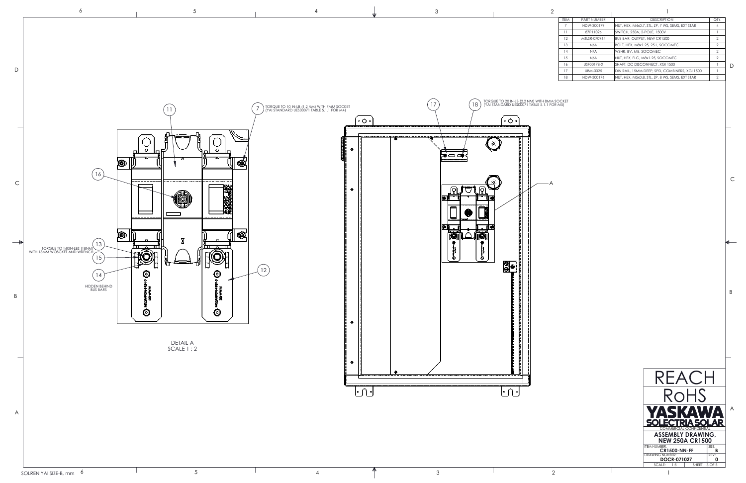| ITEM | PART NUMBER | DESCRIPTION | QTY. |
|---|---|---|---|
| 7 | HDW-300179 | NUT, HEX, M4x0.7, STL, ZP, 7 WS, SEMS, EXT STAR | 4 |
| 11 | 87P11026 | SWITCH, 250A, 2-POLE, 1500V | 1 |
| 12 | MTLSR-070964 | BUS BAR, OUTPUT, NEW CR1500 | 2 |
| 13 | N/A | BOLT, HEX, M8x1.25, 25 L, SOCOMEC | 2 |
| 14 | N/A | WSHR, BV, M8, SOCOMEC | 2 |
| 15 | N/A | NUT, HEX, FLG, M8x1.25, SOCOMEC | 2 |
| 16 | USF00178-X | SHAFT, DC DISCONNECT, XGI 1500 | 1 |
| 17 | UBM-0025 | DIN RAIL, 15MM DEEP, SPD, COMBINERS, XGI 1500 | 1 |
| 18 | HDW-300176 | NUT, HEX, M5x0.8, STL, ZP, 8 WS, SEMS, EXT STAR | 2 |

7 — TORQUE TO 10 IN-LB (1.2 NM) WITH 7MM SOCKET (YAI STANDARD UES00071 TABLE 5.1.1 FOR M4)

18 — TORQUE TO 20 IN-LB (2.2 NM) WITH 8MM SOCKET (YAI STANDARD UES00071 TABLE 5.1.1 FOR M5)

13 — TORQUE TO 160IN-LBS (18NM) WITH 13MM WOSCKET AND WRENCH

14 — HIDDEN BEHIND BUS BARS

11, 12, 15, 16, 17, A

DETAIL A
SCALE 1 : 2

REACH

RoHS

YASKAWA SOLECTRIA SOLAR

COMMERCIAL CONFIDENTIAL

**ASSEMBLY DRAWING, NEW 250A CR1500**

| ITEM NUMBER: CR1500-NN-FF | SIZE: B |
|---|---|
| DRAWING NUMBER: DOCR-071027 | REV: 0 |
| SCALE: 1:5 | SHEET 3 OF 5 |

SOLREN YAI SIZE-B, mm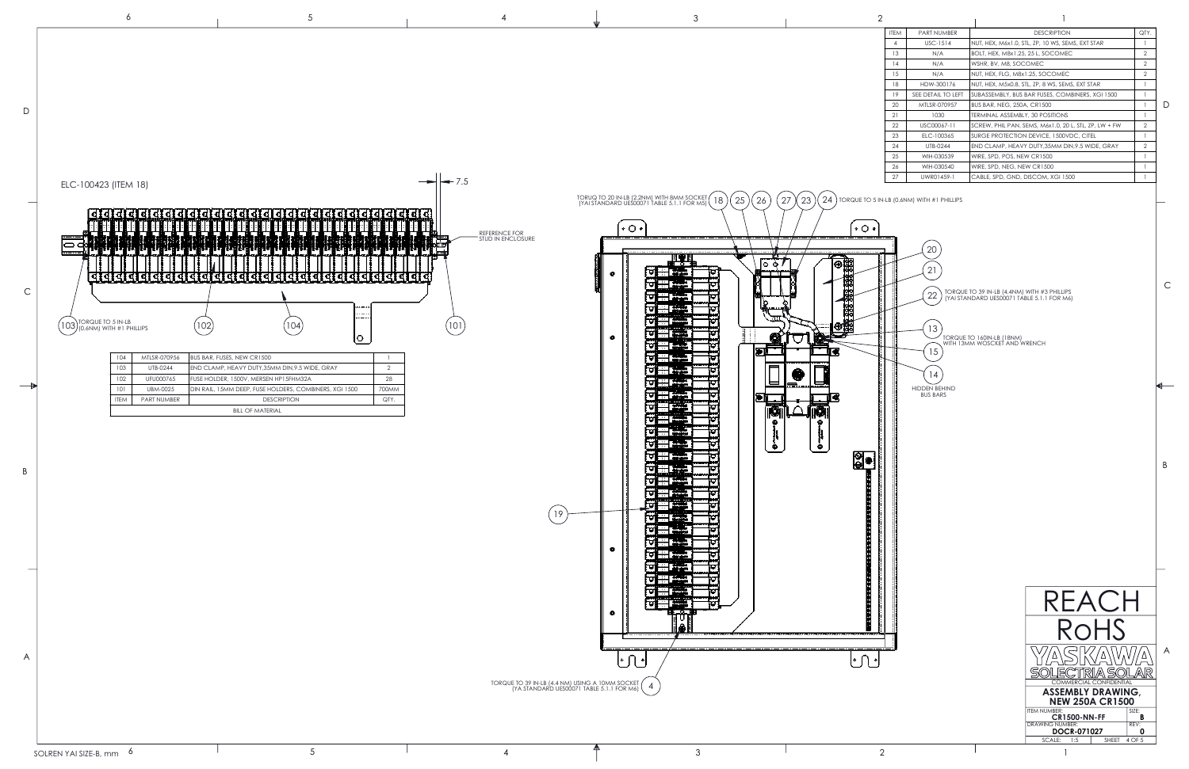| ITEM | PART NUMBER | DESCRIPTION | QTY. |
|---|---|---|---|
| 4 | USC-1514 | NUT, HEX, M6x1.0, STL, ZP, 10 WS, SEMS, EXT STAR | 1 |
| 13 | N/A | BOLT, HEX, M8x1.25, 25 L, SOCOMEC | 2 |
| 14 | N/A | WSHR, BV, M8, SOCOMEC | 2 |
| 15 | N/A | NUT, HEX, FLG, M8x1.25, SOCOMEC | 2 |
| 18 | HDW-300176 | NUT, HEX, M5x0.8, STL, ZP, 8 WS, SEMS, EXT STAR | 1 |
| 19 | SEE DETAIL TO LEFT | SUBASSEMBLY, BUS BAR FUSES, COMBINERS, XGI 1500 | 1 |
| 20 | MTLSR-070957 | BUS BAR, NEG, 250A, CR1500 | 1 |
| 21 | 1030 | TERMINAL ASSEMBLY, 30 POSITIONS | 1 |
| 22 | USC00067-11 | SCREW, PHIL PAN, SEMS, M6x1.0, 20 L, STL, ZP, LW + FW | 2 |
| 23 | ELC-100365 | SURGE PROTECTION DEVICE, 1500VDC, CITEL | 1 |
| 24 | UTB-0244 | END CLAMP, HEAVY DUTY,35MM DIN,9.5 WIDE, GRAY | 2 |
| 25 | WIH-030539 | WIRE, SPD, POS, NEW CR1500 | 1 |
| 26 | WIH-030540 | WIRE, SPD, NEG, NEW CR1500 | 1 |
| 27 | UWR01459-1 | CABLE, SPD, GND, DISCOM, XGI 1500 | 1 |

ELC-100423 (ITEM 18)

7.5

REFERENCE FOR STUD IN ENCLOSURE

(103) TORQUE TO 5 IN-LB (0.6NM) WITH #1 PHILLIPS

(102) (104) (101)

| ITEM | PART NUMBER | DESCRIPTION | QTY. |
|---|---|---|---|
| 104 | MTLSR-070956 | BUS BAR, FUSES, NEW CR1500 | 1 |
| 103 | UTB-0244 | END CLAMP, HEAVY DUTY,35MM DIN,9.5 WIDE, GRAY | 2 |
| 102 | UFU000765 | FUSE HOLDER, 1500V, MERSEN HP15FHM32A | 28 |
| 101 | UBM-0025 | DIN RAIL, 15MM DEEP, FUSE HOLDERS, COMBINERS, XGI 1500 | 700MM |

BILL OF MATERIAL

TORUQ TO 20 IN-LB (2.2NM) WITH 8MM SOCKET (YAI STANDARD UES00071 TABLE 5.1.1 FOR M5) (18) (25) (26) (27) (23) (24) TORQUE TO 5 IN-LB (0.6NM) WITH #1 PHILLIPS

(20)

(21)

(22) TORQUE TO 39 IN-LB (4.4NM) WITH #3 PHILLIPS (YAI STANDARD UES00071 TABLE 5.1.1 FOR M6)

(13) TORQUE TO 160IN-LB (18NM) WITH 13MM WOSCKET AND WRENCH

(15)

(14) HIDDEN BEHIND BUS BARS

(19)

TORQUE TO 39 IN-LB (4.4 NM) USING A 10MM SOCKET (YA STANDARD UES00071 TABLE 5.1.1 FOR M6) (4)

REACH

RoHS

YASKAWA SOLECTRIA SOLAR

COMMERCIAL CONFIDENTIAL

**ASSEMBLY DRAWING, NEW 250A CR1500**

| ITEM NUMBER: | SIZE: |
|---|---|
| **CR1500-NN-FF** | **B** |
| DRAWING NUMBER: | REV: |
| **DOCR-071027** | **0** |
| SCALE: 1:5 | SHEET 4 OF 5 |

SOLREN YAI SIZE-B, mm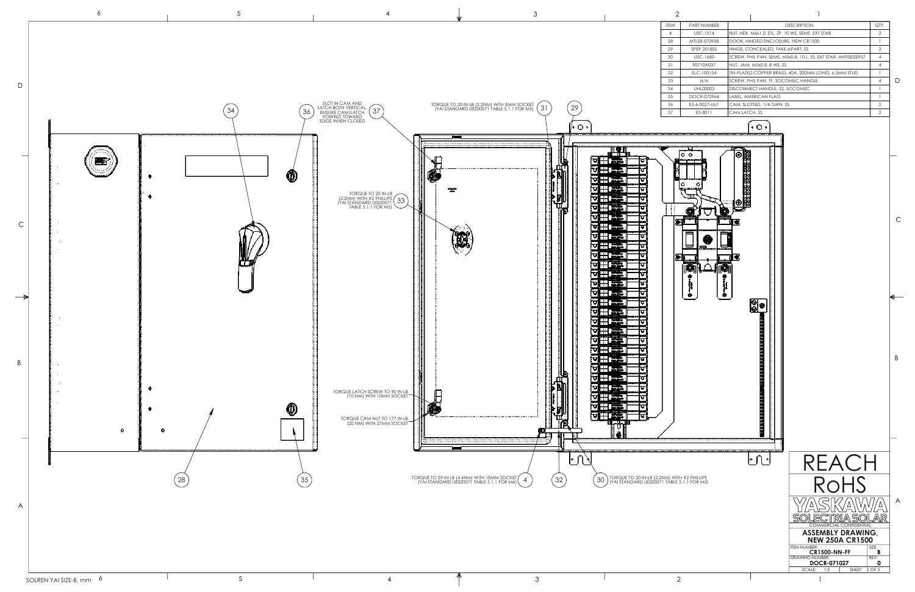| ITEM | PART NUMBER | DESCRIPTION | QTY. |
|---|---|---|---|
| 4 | USC-1514 | NUT, HEX, M6x1.0, STL, ZP, 10 WS, SEMS, EXT STAR | 2 |
| 28 | MTLSR-070958 | DOOR, HINGED ENCLOSURE, NEW CR1500 | 1 |
| 29 | SPEP 2018SS | HINGE, CONCEALED, TAKE-APART, SS | 2 |
| 30 | USC-1680 | SCREW, PHIL PAN, SEMS, M5x0.8, 10 L, SS, EXT STAR, ANTISEIZE957 | 4 |
| 31 | 90710A037 | NUT, JAM, M5x0.8, 8 WS, SS | 4 |
| 32 | ELC-100154 | TIN-PLATED COPPER BRAID, 40A, 200MM LONG, 6.5MM STUD | 1 |
| 33 | N/A | SCREW, PHIL PAN, TF, SOCOMEC HANDLE | 4 |
| 34 | UHL00003 | DISCONNECT HANDLE, S2, SOCOMEC | 1 |
| 35 | DOCR-070964 | LABEL, AMERICAN FLAG | 1 |
| 36 | E5-6-0027-UU1 | CAM, SLOTTED, 1/4-TURN, SS | 2 |
| 37 | E5-8011 | CAM LATCH, SS | 2 |

(37) SLOT IN CAM AND LATCH BOTH VERTICAL. ENSURE CAM/LATCH POINTED TOWARD EDGE WHEN CLOSED

(31) TORQUE TO 20 IN-LB (2.2NM) WITH 8MM SOCKET (YAI STANDARD UES00071 TABLE 5.1.1 FOR M5)

(33) TORQUE TO 20 IN-LB (2.2NM) WITH #2 PHILLIPS (YAI STANDARD UES00071 TABLE 5.1.1 FOR M5)

TORQUE LATCH SCREW TO 90 IN-LB (10 NM) WITH 10MM SOCKET

TORQUE CAM NUT TO 177 IN-LB (20 NM) WITH 27MM SOCKET

(4) TORQUE TO 39 IN-LB (4.4NM) WITH 10MM SOCKET (YAI STANDARD UES00071 TABLE 5.1.1 FOR M6)

(30) TORQUE TO 20 IN-LB (2.2NM) WITH #2 PHILLIPS (YAI STANDARD UES00071 TABLE 5.1.1 FOR M5)

34, 36, 28, 35, 29, 32

REACH

RoHS

YASKAWA SOLECTRIA SOLAR

COMMERCIAL CONFIDENTIAL

**ASSEMBLY DRAWING, NEW 250A CR1500**

ITEM NUMBER: **CR1500-NN-FF** SIZE: **B**

DRAWING NUMBER: **DOCR-071027** REV: **0**

SCALE: 1:5

SOLREN YAI SIZE-B, mm